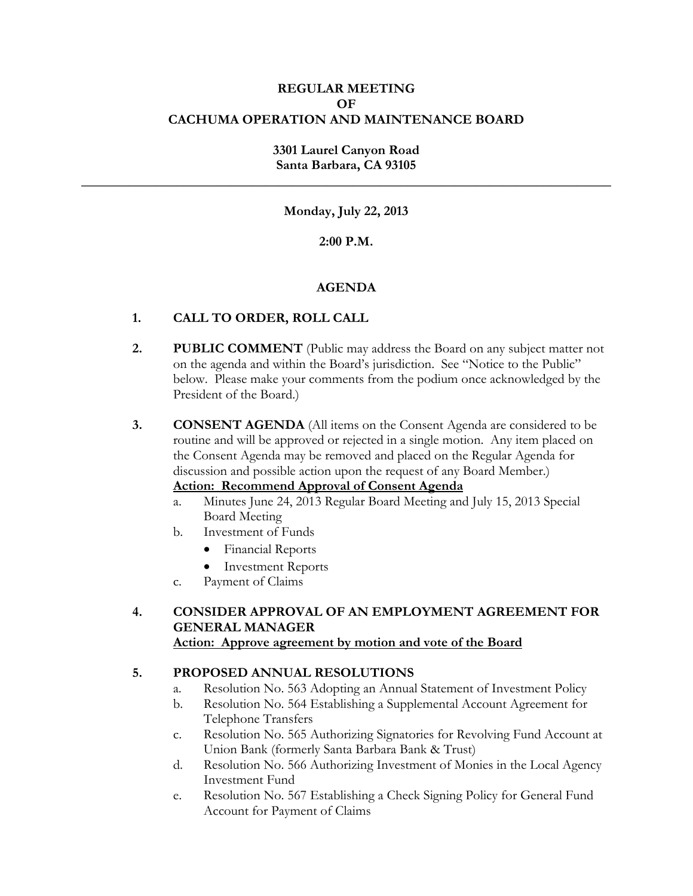# REGULAR MEETING
# OF
# CACHUMA OPERATION AND MAINTENANCE BOARD

**3301 Laurel Canyon Road**
**Santa Barbara, CA 93105**

---

**Monday, July 22, 2013**

**2:00 P.M.**

## AGENDA

1. **CALL TO ORDER, ROLL CALL**

2. **PUBLIC COMMENT** (Public may address the Board on any subject matter not on the agenda and within the Board's jurisdiction. See "Notice to the Public" below. Please make your comments from the podium once acknowledged by the President of the Board.)

3. **CONSENT AGENDA** (All items on the Consent Agenda are considered to be routine and will be approved or rejected in a single motion. Any item placed on the Consent Agenda may be removed and placed on the Regular Agenda for discussion and possible action upon the request of any Board Member.)
   **Action: Recommend Approval of Consent Agenda**
   a. Minutes June 24, 2013 Regular Board Meeting and July 15, 2013 Special Board Meeting
   b. Investment of Funds
      - Financial Reports
      - Investment Reports
   c. Payment of Claims

4. **CONSIDER APPROVAL OF AN EMPLOYMENT AGREEMENT FOR GENERAL MANAGER**
   **Action: Approve agreement by motion and vote of the Board**

5. **PROPOSED ANNUAL RESOLUTIONS**
   a. Resolution No. 563 Adopting an Annual Statement of Investment Policy
   b. Resolution No. 564 Establishing a Supplemental Account Agreement for Telephone Transfers
   c. Resolution No. 565 Authorizing Signatories for Revolving Fund Account at Union Bank (formerly Santa Barbara Bank & Trust)
   d. Resolution No. 566 Authorizing Investment of Monies in the Local Agency Investment Fund
   e. Resolution No. 567 Establishing a Check Signing Policy for General Fund Account for Payment of Claims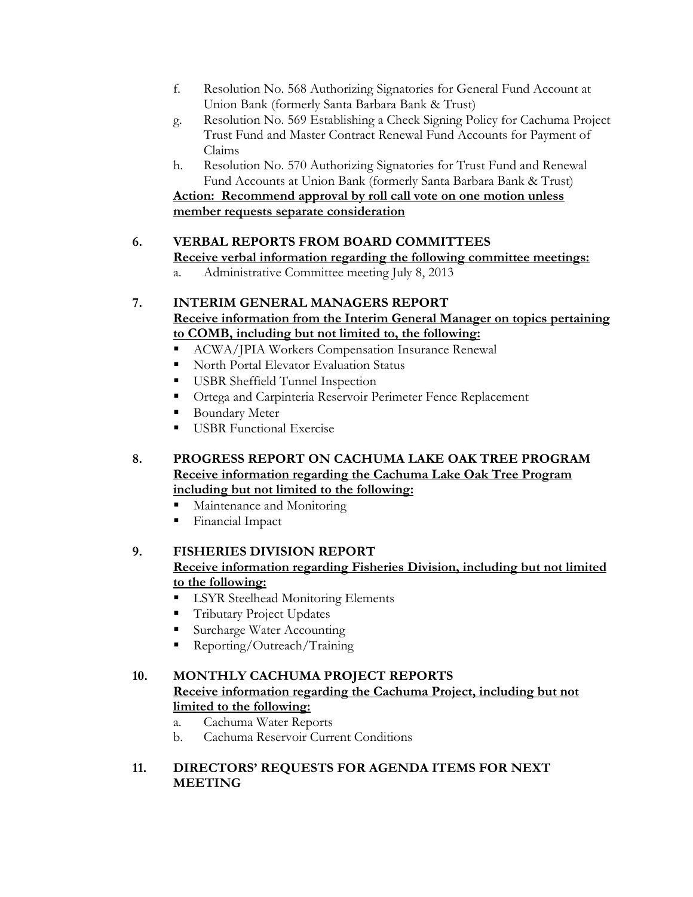f. Resolution No. 568 Authorizing Signatories for General Fund Account at Union Bank (formerly Santa Barbara Bank & Trust)

g. Resolution No. 569 Establishing a Check Signing Policy for Cachuma Project Trust Fund and Master Contract Renewal Fund Accounts for Payment of Claims

h. Resolution No. 570 Authorizing Signatories for Trust Fund and Renewal Fund Accounts at Union Bank (formerly Santa Barbara Bank & Trust)

**Action: Recommend approval by roll call vote on one motion unless member requests separate consideration**

**6. VERBAL REPORTS FROM BOARD COMMITTEES**

**Receive verbal information regarding the following committee meetings:**

a. Administrative Committee meeting July 8, 2013

**7. INTERIM GENERAL MANAGERS REPORT**

**Receive information from the Interim General Manager on topics pertaining to COMB, including but not limited to, the following:**

- ACWA/JPIA Workers Compensation Insurance Renewal
- North Portal Elevator Evaluation Status
- USBR Sheffield Tunnel Inspection
- Ortega and Carpinteria Reservoir Perimeter Fence Replacement
- Boundary Meter
- USBR Functional Exercise

**8. PROGRESS REPORT ON CACHUMA LAKE OAK TREE PROGRAM**

**Receive information regarding the Cachuma Lake Oak Tree Program including but not limited to the following:**

- Maintenance and Monitoring
- Financial Impact

**9. FISHERIES DIVISION REPORT**

**Receive information regarding Fisheries Division, including but not limited to the following:**

- LSYR Steelhead Monitoring Elements
- Tributary Project Updates
- Surcharge Water Accounting
- Reporting/Outreach/Training

**10. MONTHLY CACHUMA PROJECT REPORTS**

**Receive information regarding the Cachuma Project, including but not limited to the following:**

a. Cachuma Water Reports

b. Cachuma Reservoir Current Conditions

**11. DIRECTORS' REQUESTS FOR AGENDA ITEMS FOR NEXT MEETING**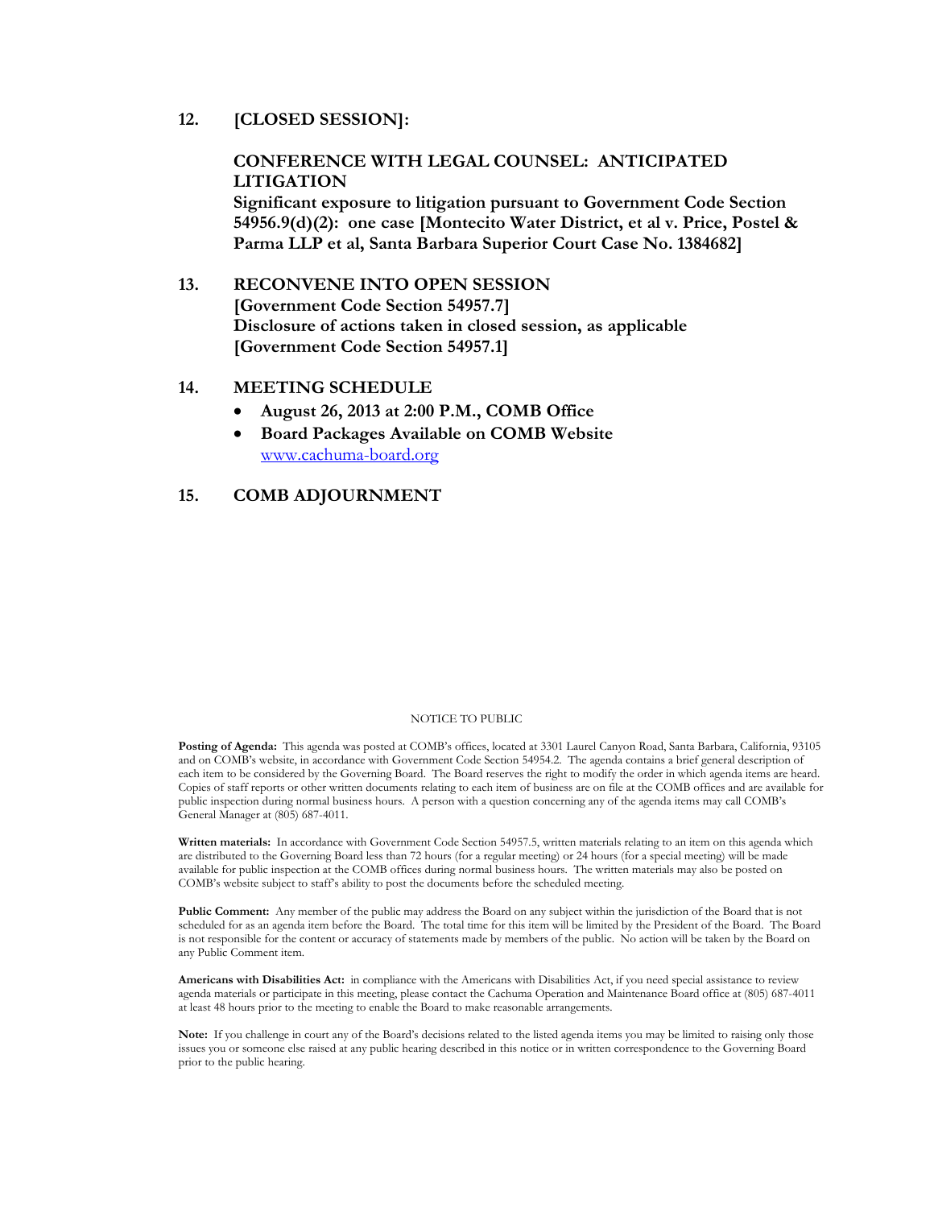**12. [CLOSED SESSION]:**

**CONFERENCE WITH LEGAL COUNSEL: ANTICIPATED LITIGATION**
**Significant exposure to litigation pursuant to Government Code Section 54956.9(d)(2): one case [Montecito Water District, et al v. Price, Postel & Parma LLP et al, Santa Barbara Superior Court Case No. 1384682]**

**13. RECONVENE INTO OPEN SESSION**
**[Government Code Section 54957.7]**
**Disclosure of actions taken in closed session, as applicable**
**[Government Code Section 54957.1]**

**14. MEETING SCHEDULE**

- **August 26, 2013 at 2:00 P.M., COMB Office**
- **Board Packages Available on COMB Website**
  www.cachuma-board.org

**15. COMB ADJOURNMENT**

NOTICE TO PUBLIC

**Posting of Agenda:** This agenda was posted at COMB's offices, located at 3301 Laurel Canyon Road, Santa Barbara, California, 93105 and on COMB's website, in accordance with Government Code Section 54954.2. The agenda contains a brief general description of each item to be considered by the Governing Board. The Board reserves the right to modify the order in which agenda items are heard. Copies of staff reports or other written documents relating to each item of business are on file at the COMB offices and are available for public inspection during normal business hours. A person with a question concerning any of the agenda items may call COMB's General Manager at (805) 687-4011.

**Written materials:** In accordance with Government Code Section 54957.5, written materials relating to an item on this agenda which are distributed to the Governing Board less than 72 hours (for a regular meeting) or 24 hours (for a special meeting) will be made available for public inspection at the COMB offices during normal business hours. The written materials may also be posted on COMB's website subject to staff's ability to post the documents before the scheduled meeting.

**Public Comment:** Any member of the public may address the Board on any subject within the jurisdiction of the Board that is not scheduled for as an agenda item before the Board. The total time for this item will be limited by the President of the Board. The Board is not responsible for the content or accuracy of statements made by members of the public. No action will be taken by the Board on any Public Comment item.

**Americans with Disabilities Act:** in compliance with the Americans with Disabilities Act, if you need special assistance to review agenda materials or participate in this meeting, please contact the Cachuma Operation and Maintenance Board office at (805) 687-4011 at least 48 hours prior to the meeting to enable the Board to make reasonable arrangements.

**Note:** If you challenge in court any of the Board's decisions related to the listed agenda items you may be limited to raising only those issues you or someone else raised at any public hearing described in this notice or in written correspondence to the Governing Board prior to the public hearing.